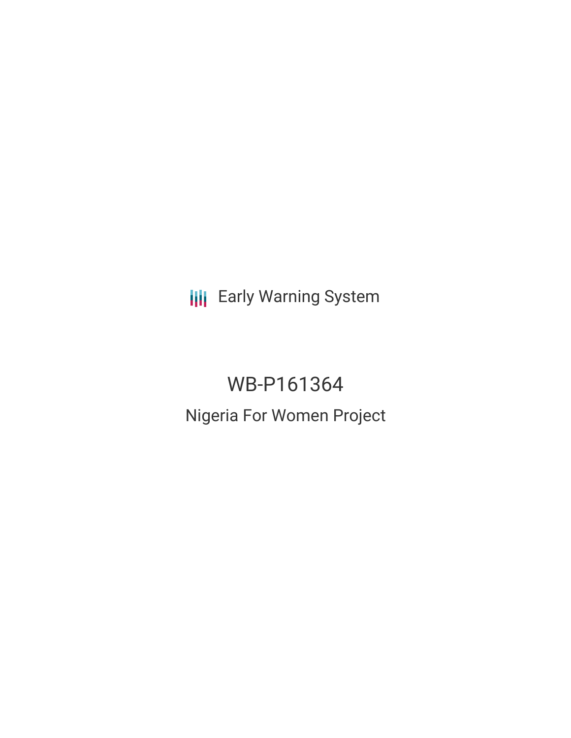Early Warning System

# WB-P161364

## Nigeria For Women Project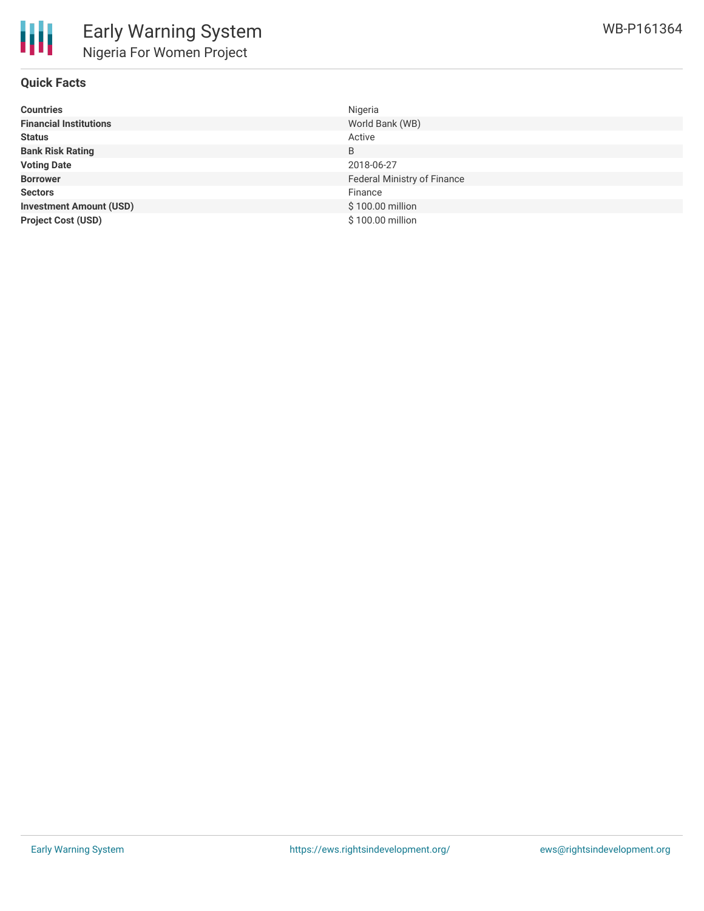## Quick Facts

| | |
|---|---|
| **Countries** | Nigeria |
| **Financial Institutions** | World Bank (WB) |
| **Status** | Active |
| **Bank Risk Rating** | B |
| **Voting Date** | 2018-06-27 |
| **Borrower** | Federal Ministry of Finance |
| **Sectors** | Finance |
| **Investment Amount (USD)** | $ 100.00 million |
| **Project Cost (USD)** | $ 100.00 million |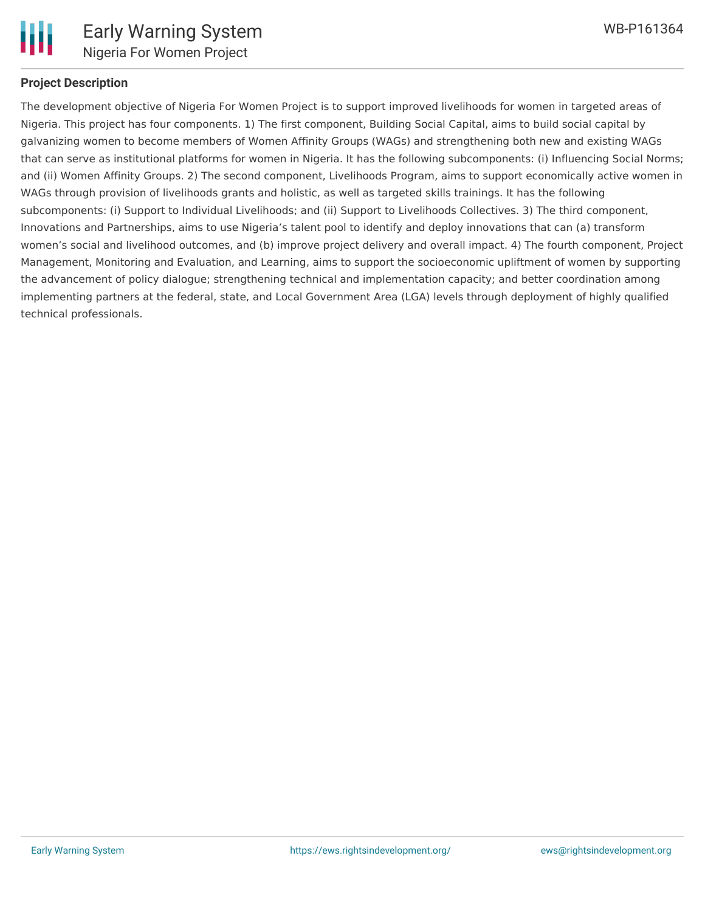## Project Description

The development objective of Nigeria For Women Project is to support improved livelihoods for women in targeted areas of Nigeria. This project has four components. 1) The first component, Building Social Capital, aims to build social capital by galvanizing women to become members of Women Affinity Groups (WAGs) and strengthening both new and existing WAGs that can serve as institutional platforms for women in Nigeria. It has the following subcomponents: (i) Influencing Social Norms; and (ii) Women Affinity Groups. 2) The second component, Livelihoods Program, aims to support economically active women in WAGs through provision of livelihoods grants and holistic, as well as targeted skills trainings. It has the following subcomponents: (i) Support to Individual Livelihoods; and (ii) Support to Livelihoods Collectives. 3) The third component, Innovations and Partnerships, aims to use Nigeria's talent pool to identify and deploy innovations that can (a) transform women's social and livelihood outcomes, and (b) improve project delivery and overall impact. 4) The fourth component, Project Management, Monitoring and Evaluation, and Learning, aims to support the socioeconomic upliftment of women by supporting the advancement of policy dialogue; strengthening technical and implementation capacity; and better coordination among implementing partners at the federal, state, and Local Government Area (LGA) levels through deployment of highly qualified technical professionals.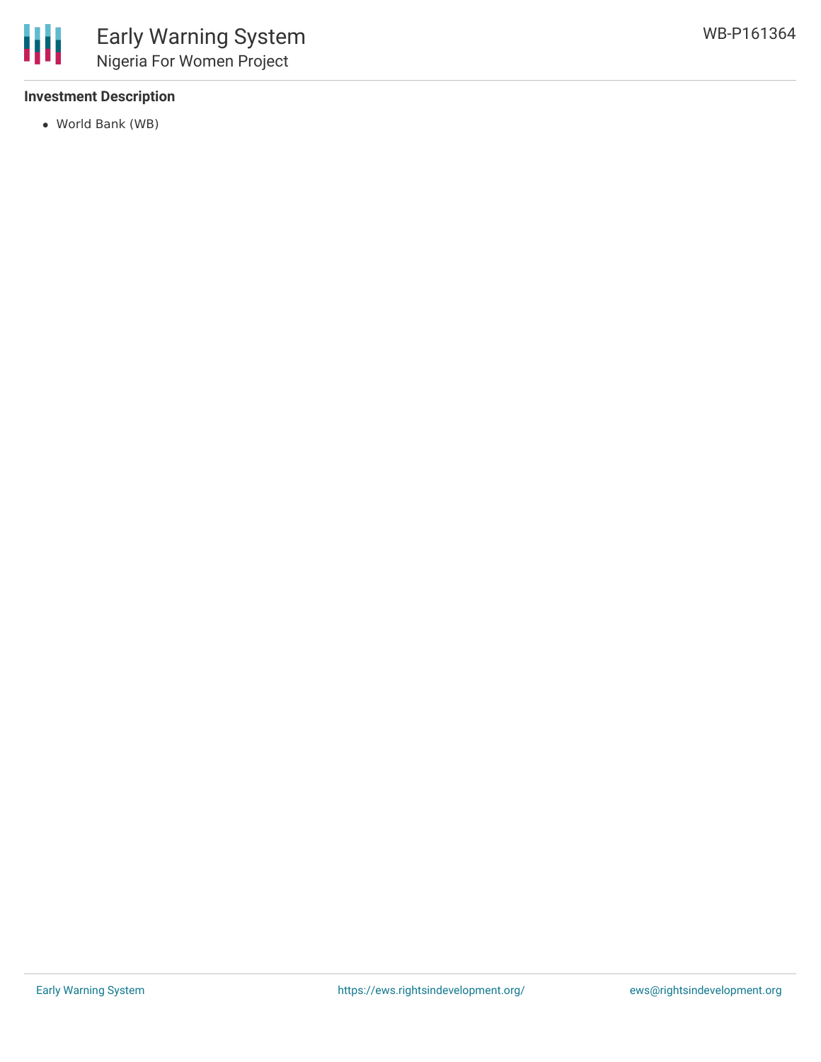### Investment Description

- World Bank (WB)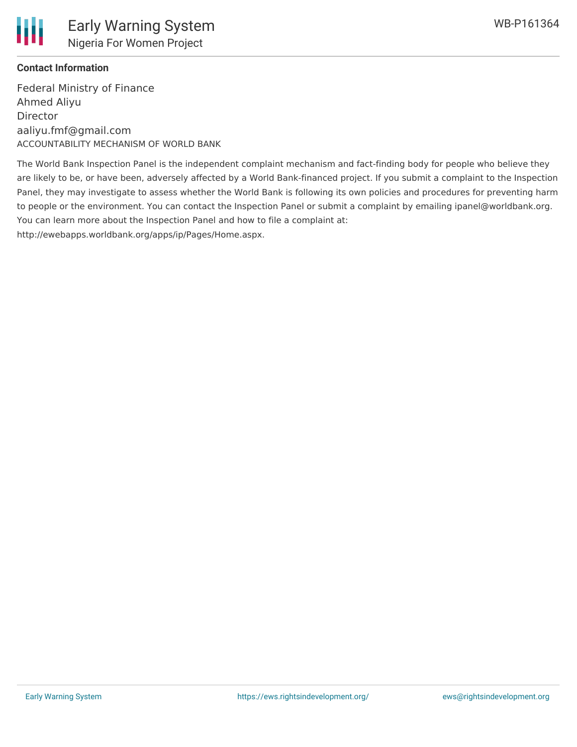**Contact Information**

Federal Ministry of Finance
Ahmed Aliyu
Director
aaliyu.fmf@gmail.com

ACCOUNTABILITY MECHANISM OF WORLD BANK

The World Bank Inspection Panel is the independent complaint mechanism and fact-finding body for people who believe they are likely to be, or have been, adversely affected by a World Bank-financed project. If you submit a complaint to the Inspection Panel, they may investigate to assess whether the World Bank is following its own policies and procedures for preventing harm to people or the environment. You can contact the Inspection Panel or submit a complaint by emailing ipanel@worldbank.org. You can learn more about the Inspection Panel and how to file a complaint at: http://ewebapps.worldbank.org/apps/ip/Pages/Home.aspx.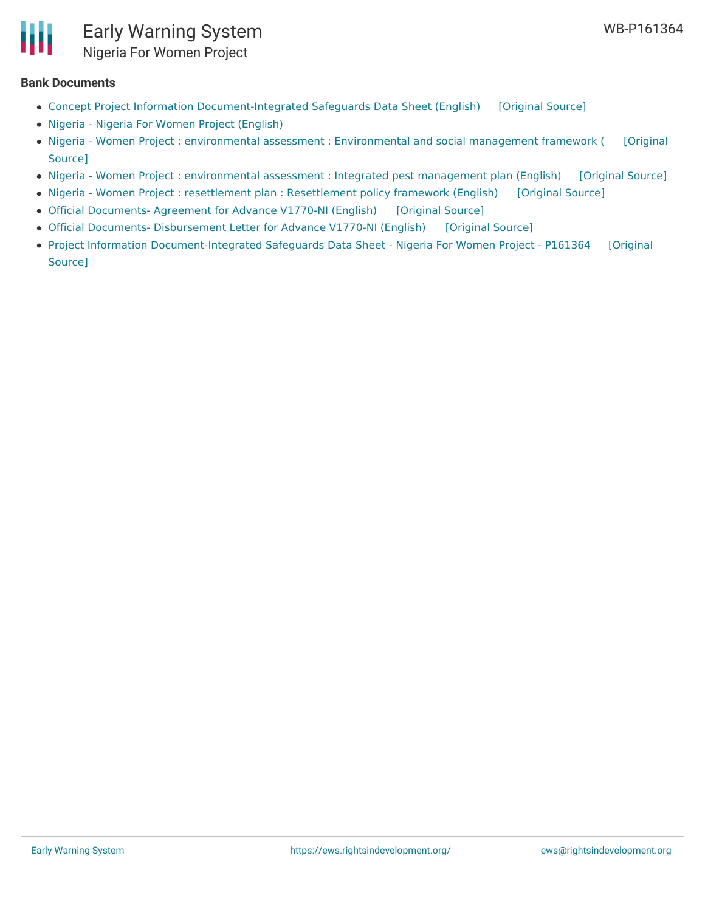### Bank Documents

- Concept Project Information Document-Integrated Safeguards Data Sheet (English) [Original Source]
- Nigeria - Nigeria For Women Project (English)
- Nigeria - Women Project : environmental assessment : Environmental and social management framework ( [Original Source]
- Nigeria - Women Project : environmental assessment : Integrated pest management plan (English) [Original Source]
- Nigeria - Women Project : resettlement plan : Resettlement policy framework (English) [Original Source]
- Official Documents- Agreement for Advance V1770-NI (English) [Original Source]
- Official Documents- Disbursement Letter for Advance V1770-NI (English) [Original Source]
- Project Information Document-Integrated Safeguards Data Sheet - Nigeria For Women Project - P161364 [Original Source]